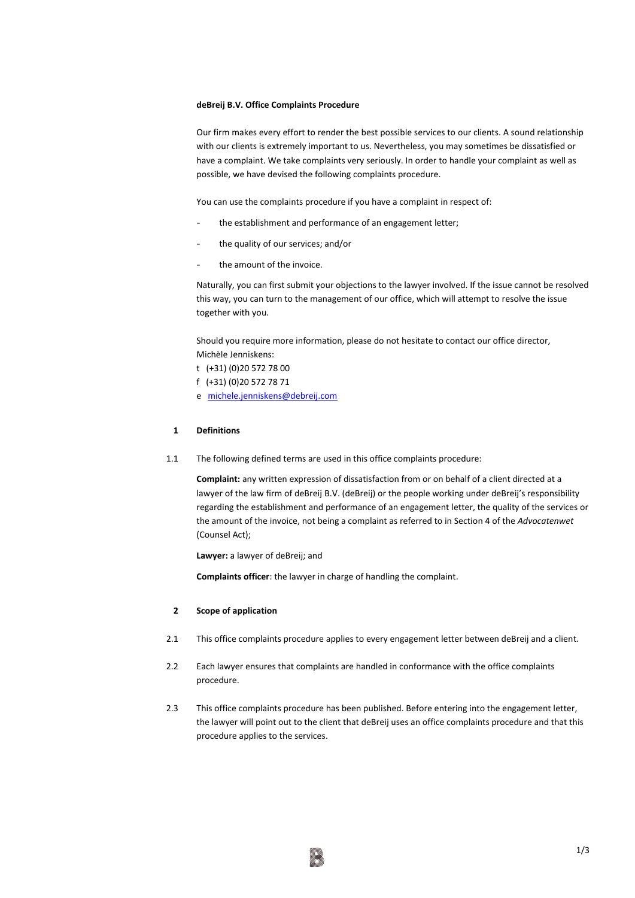**deBreij B.V. Office Complaints Procedure**

Our firm makes every effort to render the best possible services to our clients. A sound relationship with our clients is extremely important to us. Nevertheless, you may sometimes be dissatisfied or have a complaint. We take complaints very seriously. In order to handle your complaint as well as possible, we have devised the following complaints procedure.

You can use the complaints procedure if you have a complaint in respect of:

- the establishment and performance of an engagement letter;
- the quality of our services; and/or
- the amount of the invoice.

Naturally, you can first submit your objections to the lawyer involved. If the issue cannot be resolved this way, you can turn to the management of our office, which will attempt to resolve the issue together with you.

Should you require more information, please do not hesitate to contact our office director, Michèle Jenniskens:

t (+31) (0)20 572 78 00
f (+31) (0)20 572 78 71
e michele.jenniskens@debreij.com

## 1 Definitions

1.1 The following defined terms are used in this office complaints procedure:

**Complaint:** any written expression of dissatisfaction from or on behalf of a client directed at a lawyer of the law firm of deBreij B.V. (deBreij) or the people working under deBreij's responsibility regarding the establishment and performance of an engagement letter, the quality of the services or the amount of the invoice, not being a complaint as referred to in Section 4 of the *Advocatenwet* (Counsel Act);

**Lawyer:** a lawyer of deBreij; and

**Complaints officer**: the lawyer in charge of handling the complaint.

## 2 Scope of application

2.1 This office complaints procedure applies to every engagement letter between deBreij and a client.

2.2 Each lawyer ensures that complaints are handled in conformance with the office complaints procedure.

2.3 This office complaints procedure has been published. Before entering into the engagement letter, the lawyer will point out to the client that deBreij uses an office complaints procedure and that this procedure applies to the services.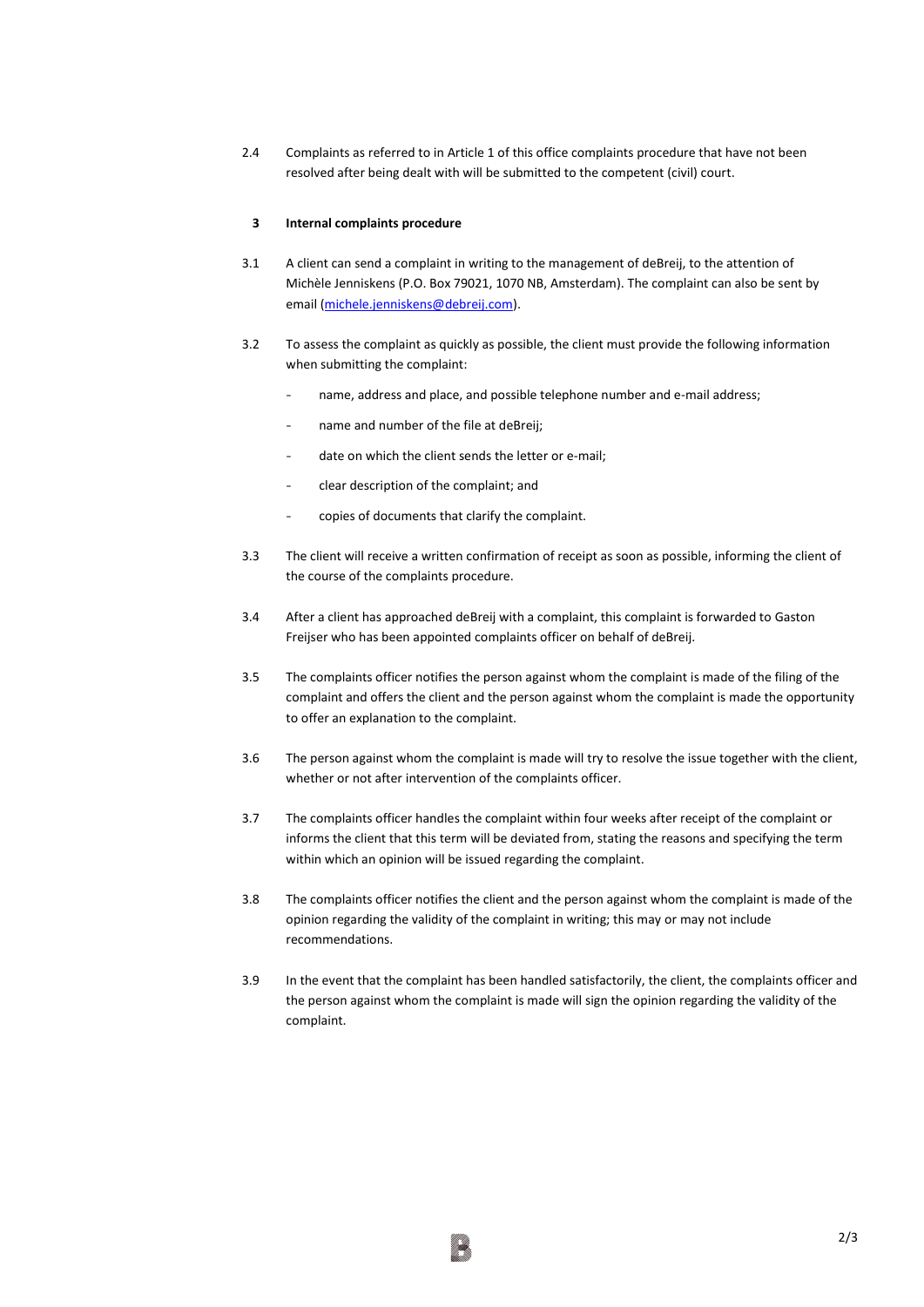2.4 Complaints as referred to in Article 1 of this office complaints procedure that have not been resolved after being dealt with will be submitted to the competent (civil) court.

## 3 Internal complaints procedure

3.1 A client can send a complaint in writing to the management of deBreij, to the attention of Michèle Jenniskens (P.O. Box 79021, 1070 NB, Amsterdam). The complaint can also be sent by email (michele.jenniskens@debreij.com).

3.2 To assess the complaint as quickly as possible, the client must provide the following information when submitting the complaint:

- name, address and place, and possible telephone number and e-mail address;
- name and number of the file at deBreij;
- date on which the client sends the letter or e-mail;
- clear description of the complaint; and
- copies of documents that clarify the complaint.

3.3 The client will receive a written confirmation of receipt as soon as possible, informing the client of the course of the complaints procedure.

3.4 After a client has approached deBreij with a complaint, this complaint is forwarded to Gaston Freijser who has been appointed complaints officer on behalf of deBreij.

3.5 The complaints officer notifies the person against whom the complaint is made of the filing of the complaint and offers the client and the person against whom the complaint is made the opportunity to offer an explanation to the complaint.

3.6 The person against whom the complaint is made will try to resolve the issue together with the client, whether or not after intervention of the complaints officer.

3.7 The complaints officer handles the complaint within four weeks after receipt of the complaint or informs the client that this term will be deviated from, stating the reasons and specifying the term within which an opinion will be issued regarding the complaint.

3.8 The complaints officer notifies the client and the person against whom the complaint is made of the opinion regarding the validity of the complaint in writing; this may or may not include recommendations.

3.9 In the event that the complaint has been handled satisfactorily, the client, the complaints officer and the person against whom the complaint is made will sign the opinion regarding the validity of the complaint.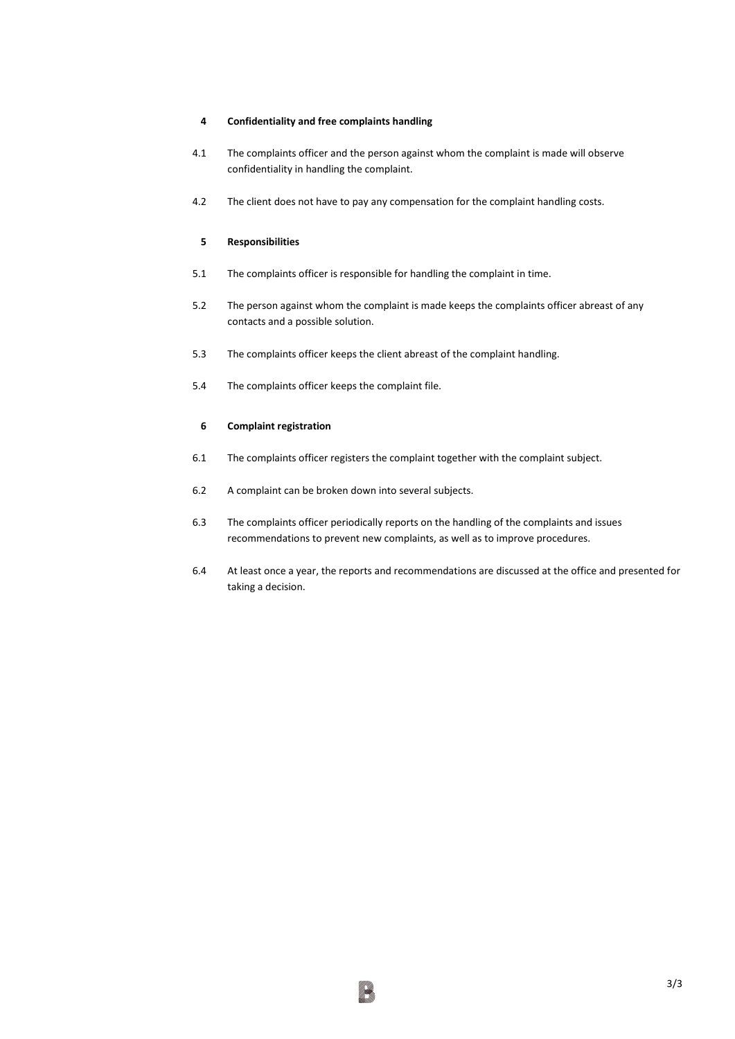## 4 Confidentiality and free complaints handling

4.1 The complaints officer and the person against whom the complaint is made will observe confidentiality in handling the complaint.

4.2 The client does not have to pay any compensation for the complaint handling costs.

## 5 Responsibilities

5.1 The complaints officer is responsible for handling the complaint in time.

5.2 The person against whom the complaint is made keeps the complaints officer abreast of any contacts and a possible solution.

5.3 The complaints officer keeps the client abreast of the complaint handling.

5.4 The complaints officer keeps the complaint file.

## 6 Complaint registration

6.1 The complaints officer registers the complaint together with the complaint subject.

6.2 A complaint can be broken down into several subjects.

6.3 The complaints officer periodically reports on the handling of the complaints and issues recommendations to prevent new complaints, as well as to improve procedures.

6.4 At least once a year, the reports and recommendations are discussed at the office and presented for taking a decision.